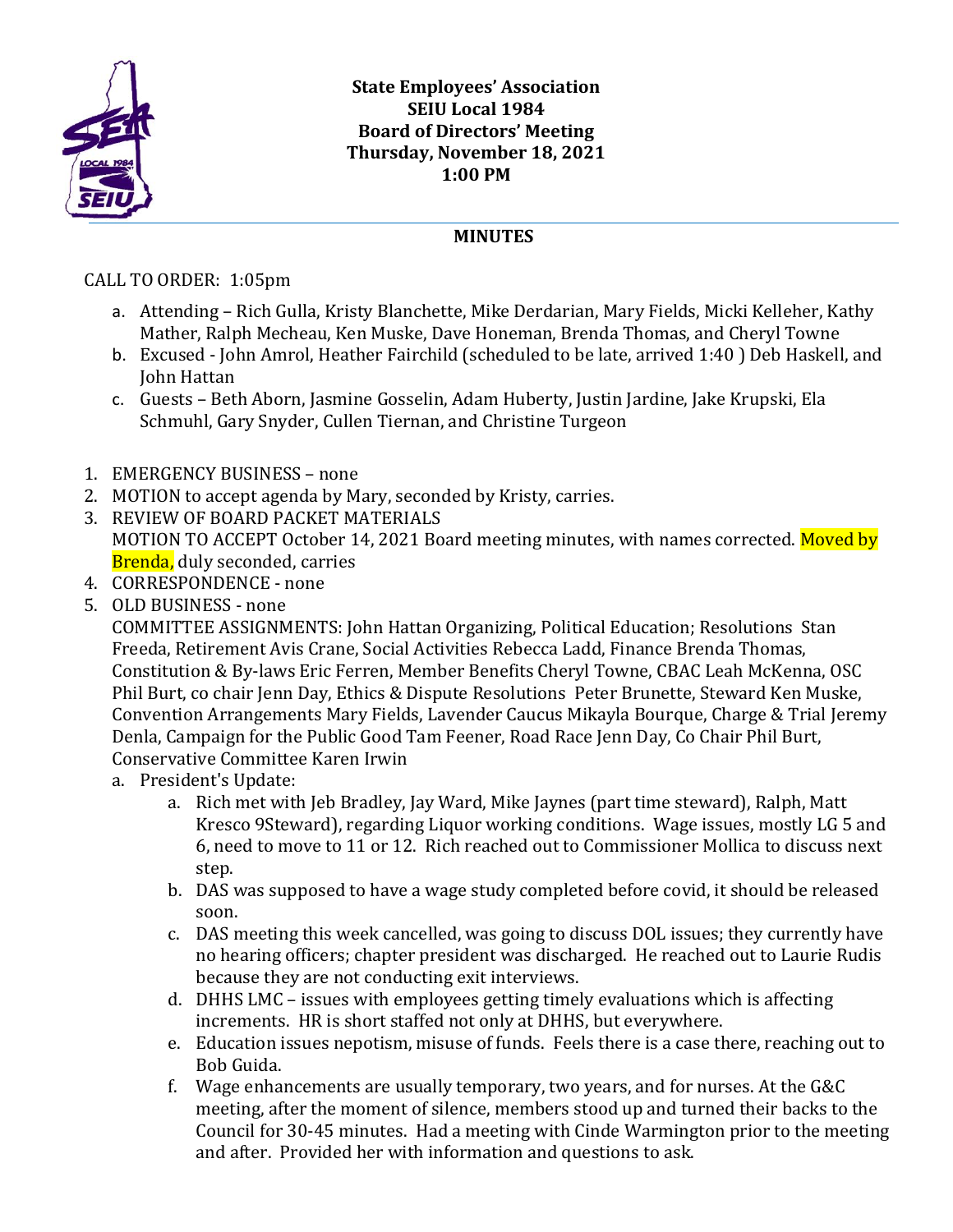**State Employees' Association**
**SEIU Local 1984**
**Board of Directors' Meeting**
**Thursday, November 18, 2021**
**1:00 PM**

## MINUTES

CALL TO ORDER: 1:05pm

a. Attending – Rich Gulla, Kristy Blanchette, Mike Derdarian, Mary Fields, Micki Kelleher, Kathy Mather, Ralph Mecheau, Ken Muske, Dave Honeman, Brenda Thomas, and Cheryl Towne
b. Excused - John Amrol, Heather Fairchild (scheduled to be late, arrived 1:40 ) Deb Haskell, and John Hattan
c. Guests – Beth Aborn, Jasmine Gosselin, Adam Huberty, Justin Jardine, Jake Krupski, Ela Schmuhl, Gary Snyder, Cullen Tiernan, and Christine Turgeon

1. EMERGENCY BUSINESS – none
2. MOTION to accept agenda by Mary, seconded by Kristy, carries.
3. REVIEW OF BOARD PACKET MATERIALS
   MOTION TO ACCEPT October 14, 2021 Board meeting minutes, with names corrected. Moved by Brenda, duly seconded, carries
4. CORRESPONDENCE - none
5. OLD BUSINESS - none
   COMMITTEE ASSIGNMENTS: John Hattan Organizing, Political Education; Resolutions Stan Freeda, Retirement Avis Crane, Social Activities Rebecca Ladd, Finance Brenda Thomas, Constitution & By-laws Eric Ferren, Member Benefits Cheryl Towne, CBAC Leah McKenna, OSC Phil Burt, co chair Jenn Day, Ethics & Dispute Resolutions Peter Brunette, Steward Ken Muske, Convention Arrangements Mary Fields, Lavender Caucus Mikayla Bourque, Charge & Trial Jeremy Denla, Campaign for the Public Good Tam Feener, Road Race Jenn Day, Co Chair Phil Burt, Conservative Committee Karen Irwin
   a. President's Update:
      a. Rich met with Jeb Bradley, Jay Ward, Mike Jaynes (part time steward), Ralph, Matt Kresco 9Steward), regarding Liquor working conditions. Wage issues, mostly LG 5 and 6, need to move to 11 or 12. Rich reached out to Commissioner Mollica to discuss next step.
      b. DAS was supposed to have a wage study completed before covid, it should be released soon.
      c. DAS meeting this week cancelled, was going to discuss DOL issues; they currently have no hearing officers; chapter president was discharged. He reached out to Laurie Rudis because they are not conducting exit interviews.
      d. DHHS LMC – issues with employees getting timely evaluations which is affecting increments. HR is short staffed not only at DHHS, but everywhere.
      e. Education issues nepotism, misuse of funds. Feels there is a case there, reaching out to Bob Guida.
      f. Wage enhancements are usually temporary, two years, and for nurses. At the G&C meeting, after the moment of silence, members stood up and turned their backs to the Council for 30-45 minutes. Had a meeting with Cinde Warmington prior to the meeting and after. Provided her with information and questions to ask.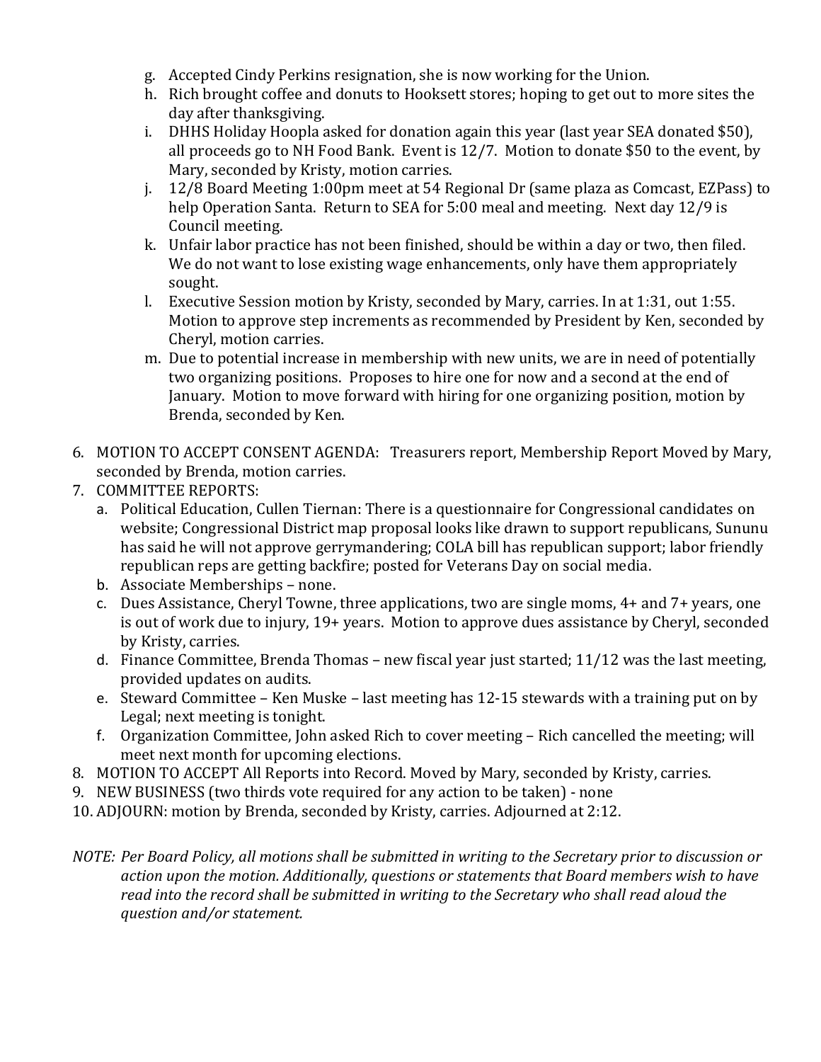g. Accepted Cindy Perkins resignation, she is now working for the Union.
h. Rich brought coffee and donuts to Hooksett stores; hoping to get out to more sites the day after thanksgiving.
i. DHHS Holiday Hoopla asked for donation again this year (last year SEA donated $50), all proceeds go to NH Food Bank. Event is 12/7. Motion to donate $50 to the event, by Mary, seconded by Kristy, motion carries.
j. 12/8 Board Meeting 1:00pm meet at 54 Regional Dr (same plaza as Comcast, EZPass) to help Operation Santa. Return to SEA for 5:00 meal and meeting. Next day 12/9 is Council meeting.
k. Unfair labor practice has not been finished, should be within a day or two, then filed. We do not want to lose existing wage enhancements, only have them appropriately sought.
l. Executive Session motion by Kristy, seconded by Mary, carries. In at 1:31, out 1:55. Motion to approve step increments as recommended by President by Ken, seconded by Cheryl, motion carries.
m. Due to potential increase in membership with new units, we are in need of potentially two organizing positions. Proposes to hire one for now and a second at the end of January. Motion to move forward with hiring for one organizing position, motion by Brenda, seconded by Ken.

6. MOTION TO ACCEPT CONSENT AGENDA: Treasurers report, Membership Report Moved by Mary, seconded by Brenda, motion carries.
7. COMMITTEE REPORTS:
   a. Political Education, Cullen Tiernan: There is a questionnaire for Congressional candidates on website; Congressional District map proposal looks like drawn to support republicans, Sununu has said he will not approve gerrymandering; COLA bill has republican support; labor friendly republican reps are getting backfire; posted for Veterans Day on social media.
   b. Associate Memberships – none.
   c. Dues Assistance, Cheryl Towne, three applications, two are single moms, 4+ and 7+ years, one is out of work due to injury, 19+ years. Motion to approve dues assistance by Cheryl, seconded by Kristy, carries.
   d. Finance Committee, Brenda Thomas – new fiscal year just started; 11/12 was the last meeting, provided updates on audits.
   e. Steward Committee – Ken Muske – last meeting has 12-15 stewards with a training put on by Legal; next meeting is tonight.
   f. Organization Committee, John asked Rich to cover meeting – Rich cancelled the meeting; will meet next month for upcoming elections.
8. MOTION TO ACCEPT All Reports into Record. Moved by Mary, seconded by Kristy, carries.
9. NEW BUSINESS (two thirds vote required for any action to be taken) - none
10. ADJOURN: motion by Brenda, seconded by Kristy, carries. Adjourned at 2:12.

*NOTE: Per Board Policy, all motions shall be submitted in writing to the Secretary prior to discussion or action upon the motion. Additionally, questions or statements that Board members wish to have read into the record shall be submitted in writing to the Secretary who shall read aloud the question and/or statement.*